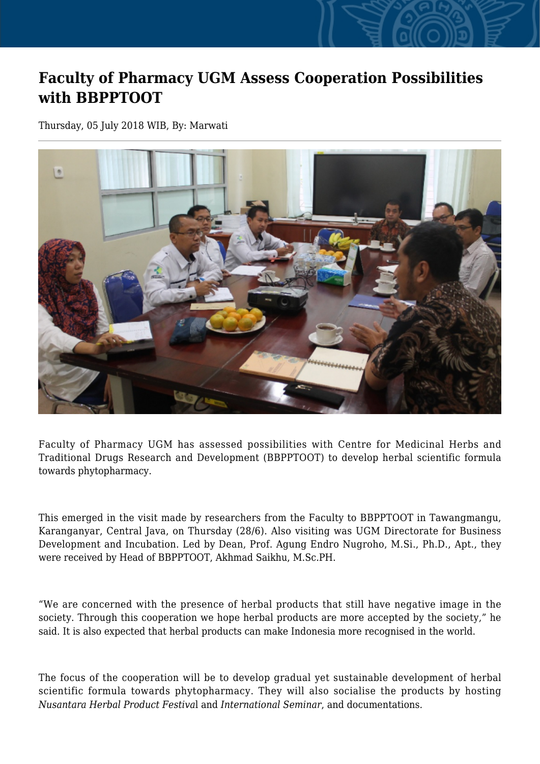# Faculty of Pharmacy UGM Assess Cooperation Possibilities with BBPPTOOT

Thursday, 05 July 2018 WIB, By: Marwati

---

Faculty of Pharmacy UGM has assessed possibilities with Centre for Medicinal Herbs and Traditional Drugs Research and Development (BBPPTOOT) to develop herbal scientific formula towards phytopharmacy.

This emerged in the visit made by researchers from the Faculty to BBPPTOOT in Tawangmangu, Karanganyar, Central Java, on Thursday (28/6). Also visiting was UGM Directorate for Business Development and Incubation. Led by Dean, Prof. Agung Endro Nugroho, M.Si., Ph.D., Apt., they were received by Head of BBPPTOOT, Akhmad Saikhu, M.Sc.PH.

“We are concerned with the presence of herbal products that still have negative image in the society. Through this cooperation we hope herbal products are more accepted by the society,” he said. It is also expected that herbal products can make Indonesia more recognised in the world.

The focus of the cooperation will be to develop gradual yet sustainable development of herbal scientific formula towards phytopharmacy. They will also socialise the products by hosting *Nusantara Herbal Product Festival* and *International Seminar*, and documentations.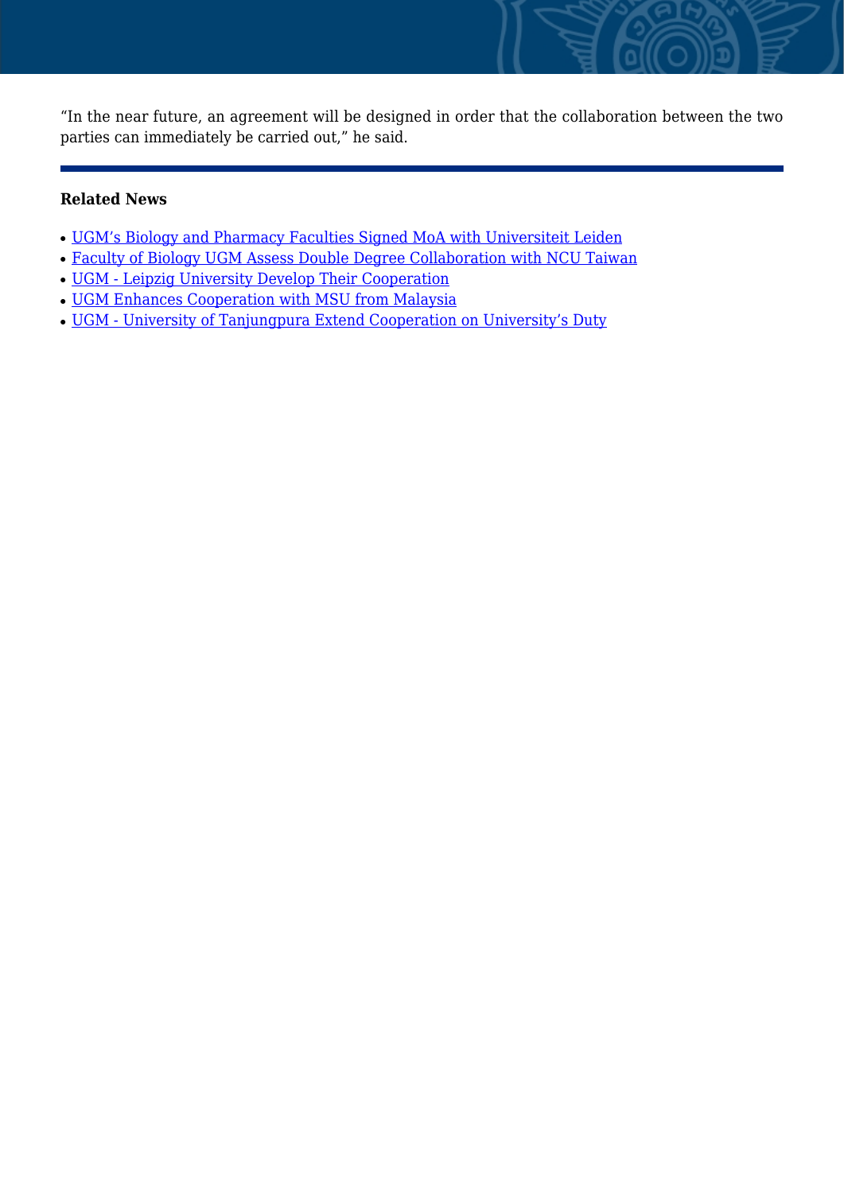"In the near future, an agreement will be designed in order that the collaboration between the two parties can immediately be carried out," he said.

---

**Related News**

- UGM's Biology and Pharmacy Faculties Signed MoA with Universiteit Leiden
- Faculty of Biology UGM Assess Double Degree Collaboration with NCU Taiwan
- UGM - Leipzig University Develop Their Cooperation
- UGM Enhances Cooperation with MSU from Malaysia
- UGM - University of Tanjungpura Extend Cooperation on University's Duty